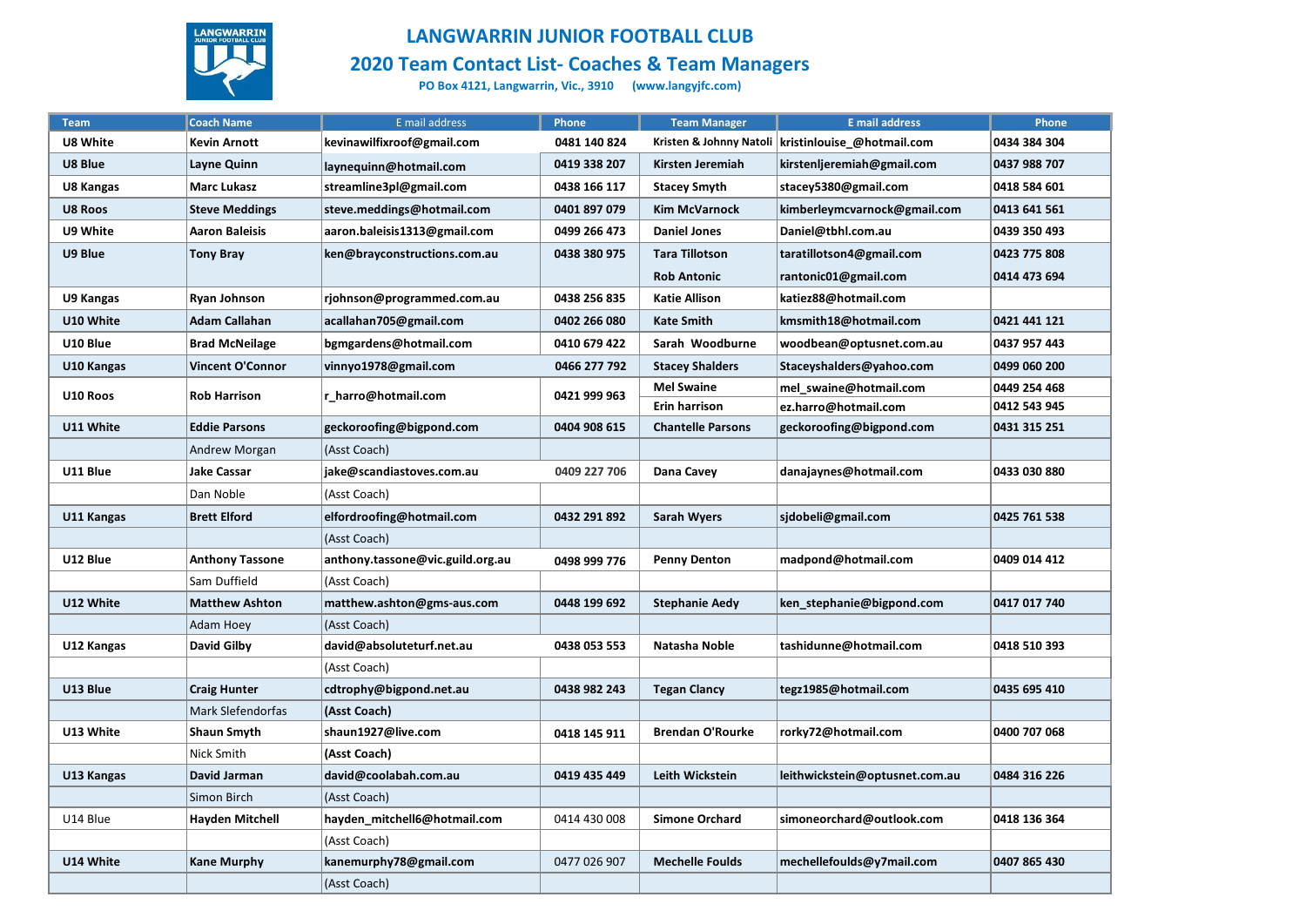# LANGWARRIN JUNIOR FOOTBALL CLUB

## 2020 Team Contact List- Coaches & Team Managers

PO Box 4121, Langwarrin, Vic., 3910 (www.langyjfc.com)

| Team | Coach Name | E mail address | Phone | Team Manager | E mail address | Phone |
|---|---|---|---|---|---|---|
| U8 White | Kevin Arnott | kevinawilfixroof@gmail.com | 0481 140 824 | Kristen & Johnny Natoli | kristinlouise_@hotmail.com | 0434 384 304 |
| U8 Blue | Layne Quinn | laynequinn@hotmail.com | 0419 338 207 | Kirsten Jeremiah | kirstenljeremiah@gmail.com | 0437 988 707 |
| U8 Kangas | Marc Lukasz | streamline3pl@gmail.com | 0438 166 117 | Stacey Smyth | stacey5380@gmail.com | 0418 584 601 |
| U8 Roos | Steve Meddings | steve.meddings@hotmail.com | 0401 897 079 | Kim McVarnock | kimberleymcvarnock@gmail.com | 0413 641 561 |
| U9 White | Aaron Baleisis | aaron.baleisis1313@gmail.com | 0499 266 473 | Daniel Jones | Daniel@tbhl.com.au | 0439 350 493 |
| U9 Blue | Tony Bray | ken@brayconstructions.com.au | 0438 380 975 | Tara Tillotson | taratillotson4@gmail.com | 0423 775 808 |
| | | | | Rob Antonic | rantonic01@gmail.com | 0414 473 694 |
| U9 Kangas | Ryan Johnson | rjohnson@programmed.com.au | 0438 256 835 | Katie Allison | katiez88@hotmail.com | |
| U10 White | Adam Callahan | acallahan705@gmail.com | 0402 266 080 | Kate Smith | kmsmith18@hotmail.com | 0421 441 121 |
| U10 Blue | Brad McNeilage | bgmgardens@hotmail.com | 0410 679 422 | Sarah Woodburne | woodbean@optusnet.com.au | 0437 957 443 |
| U10 Kangas | Vincent O'Connor | vinnyo1978@gmail.com | 0466 277 792 | Stacey Shalders | Staceyshalders@yahoo.com | 0499 060 200 |
| U10 Roos | Rob Harrison | r_harro@hotmail.com | 0421 999 963 | Mel Swaine | mel_swaine@hotmail.com | 0449 254 468 |
| | | | | Erin harrison | ez.harro@hotmail.com | 0412 543 945 |
| U11 White | Eddie Parsons | geckoroofing@bigpond.com | 0404 908 615 | Chantelle Parsons | geckoroofing@bigpond.com | 0431 315 251 |
| | Andrew Morgan | (Asst Coach) | | | | |
| U11 Blue | Jake Cassar | jake@scandiastoves.com.au | 0409 227 706 | Dana Cavey | danajaynes@hotmail.com | 0433 030 880 |
| | Dan Noble | (Asst Coach) | | | | |
| U11 Kangas | Brett Elford | elfordroofing@hotmail.com | 0432 291 892 | Sarah Wyers | sjdobeli@gmail.com | 0425 761 538 |
| | | (Asst Coach) | | | | |
| U12 Blue | Anthony Tassone | anthony.tassone@vic.guild.org.au | 0498 999 776 | Penny Denton | madpond@hotmail.com | 0409 014 412 |
| | Sam Duffield | (Asst Coach) | | | | |
| U12 White | Matthew Ashton | matthew.ashton@gms-aus.com | 0448 199 692 | Stephanie Aedy | ken_stephanie@bigpond.com | 0417 017 740 |
| | Adam Hoey | (Asst Coach) | | | | |
| U12 Kangas | David Gilby | david@absoluteturf.net.au | 0438 053 553 | Natasha Noble | tashidunne@hotmail.com | 0418 510 393 |
| | | (Asst Coach) | | | | |
| U13 Blue | Craig Hunter | cdtrophy@bigpond.net.au | 0438 982 243 | Tegan Clancy | tegz1985@hotmail.com | 0435 695 410 |
| | Mark Slefendorfas | (Asst Coach) | | | | |
| U13 White | Shaun Smyth | shaun1927@live.com | 0418 145 911 | Brendan O'Rourke | rorky72@hotmail.com | 0400 707 068 |
| | Nick Smith | (Asst Coach) | | | | |
| U13 Kangas | David Jarman | david@coolabah.com.au | 0419 435 449 | Leith Wickstein | leithwickstein@optusnet.com.au | 0484 316 226 |
| | Simon Birch | (Asst Coach) | | | | |
| U14 Blue | Hayden Mitchell | hayden_mitchell6@hotmail.com | 0414 430 008 | Simone Orchard | simoneorchard@outlook.com | 0418 136 364 |
| | | (Asst Coach) | | | | |
| U14 White | Kane Murphy | kanemurphy78@gmail.com | 0477 026 907 | Mechelle Foulds | mechellefoulds@y7mail.com | 0407 865 430 |
| | | (Asst Coach) | | | | |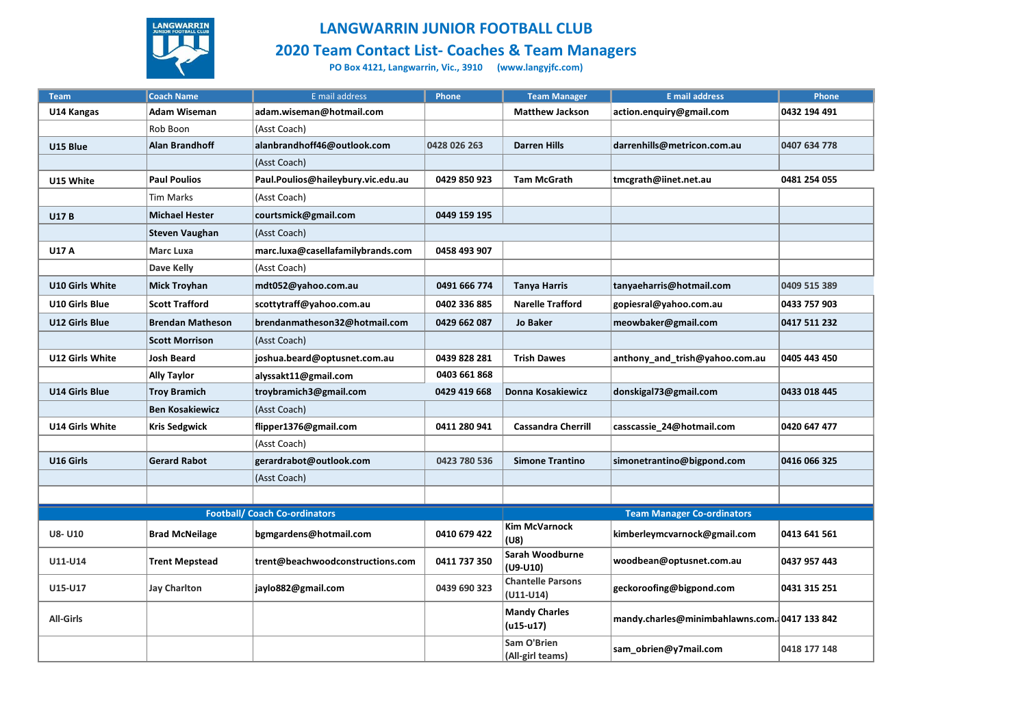# LANGWARRIN JUNIOR FOOTBALL CLUB

## 2020 Team Contact List- Coaches & Team Managers

**PO Box 4121, Langwarrin, Vic., 3910 (www.langyjfc.com)**

| Team | Coach Name | E mail address | Phone | Team Manager | E mail address | Phone |
|---|---|---|---|---|---|---|
| U14 Kangas | Adam Wiseman | adam.wiseman@hotmail.com | | Matthew Jackson | action.enquiry@gmail.com | 0432 194 491 |
| | Rob Boon | (Asst Coach) | | | | |
| U15 Blue | Alan Brandhoff | alanbrandhoff46@outlook.com | 0428 026 263 | Darren Hills | darrenhills@metricon.com.au | 0407 634 778 |
| | | (Asst Coach) | | | | |
| U15 White | Paul Poulios | Paul.Poulios@haileybury.vic.edu.au | 0429 850 923 | Tam McGrath | tmcgrath@iinet.net.au | 0481 254 055 |
| | Tim Marks | (Asst Coach) | | | | |
| U17 B | Michael Hester | courtsmick@gmail.com | 0449 159 195 | | | |
| | Steven Vaughan | (Asst Coach) | | | | |
| U17 A | Marc Luxa | marc.luxa@casellafamilybrands.com | 0458 493 907 | | | |
| | Dave Kelly | (Asst Coach) | | | | |
| U10 Girls White | Mick Troyhan | mdt052@yahoo.com.au | 0491 666 774 | Tanya Harris | tanyaeharris@hotmail.com | 0409 515 389 |
| U10 Girls Blue | Scott Trafford | scottytraff@yahoo.com.au | 0402 336 885 | Narelle Trafford | gopiesral@yahoo.com.au | 0433 757 903 |
| U12 Girls Blue | Brendan Matheson | brendanmatheson32@hotmail.com | 0429 662 087 | Jo Baker | meowbaker@gmail.com | 0417 511 232 |
| | Scott Morrison | (Asst Coach) | | | | |
| U12 Girls White | Josh Beard | joshua.beard@optusnet.com.au | 0439 828 281 | Trish Dawes | anthony_and_trish@yahoo.com.au | 0405 443 450 |
| | Ally Taylor | alyssakt11@gmail.com | 0403 661 868 | | | |
| U14 Girls Blue | Troy Bramich | troybramich3@gmail.com | 0429 419 668 | Donna Kosakiewicz | donskigal73@gmail.com | 0433 018 445 |
| | Ben Kosakiewicz | (Asst Coach) | | | | |
| U14 Girls White | Kris Sedgwick | flipper1376@gmail.com | 0411 280 941 | Cassandra Cherrill | casscassie_24@hotmail.com | 0420 647 477 |
| | | (Asst Coach) | | | | |
| U16 Girls | Gerard Rabot | gerardrabot@outlook.com | 0423 780 536 | Simone Trantino | simonetrantino@bigpond.com | 0416 066 325 |
| | | (Asst Coach) | | | | |
| | | | | | | |
| **Football/ Coach Co-ordinators** | | | | **Team Manager Co-ordinators** | | |
| U8- U10 | Brad McNeilage | bgmgardens@hotmail.com | 0410 679 422 | Kim McVarnock (U8) | kimberleymcvarnock@gmail.com | 0413 641 561 |
| U11-U14 | Trent Mepstead | trent@beachwoodconstructions.com | 0411 737 350 | Sarah Woodburne (U9-U10) | woodbean@optusnet.com.au | 0437 957 443 |
| U15-U17 | Jay Charlton | jaylo882@gmail.com | 0439 690 323 | Chantelle Parsons (U11-U14) | geckoroofing@bigpond.com | 0431 315 251 |
| All-Girls | | | | Mandy Charles (u15-u17) | mandy.charles@minimbahlawns.com.a | 0417 133 842 |
| | | | | Sam O'Brien (All-girl teams) | sam_obrien@y7mail.com | 0418 177 148 |